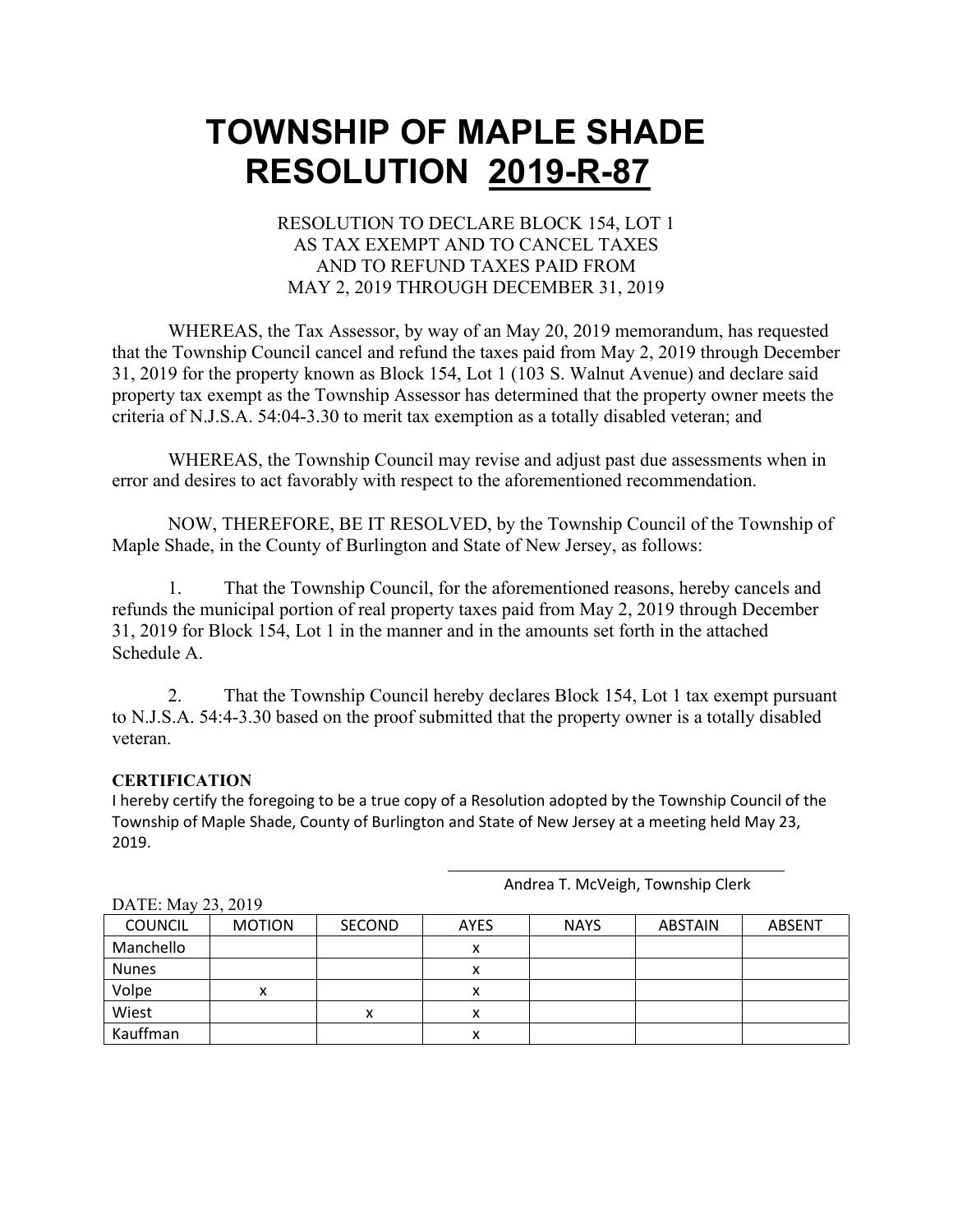# TOWNSHIP OF MAPLE SHADE
# RESOLUTION 2019-R-87

RESOLUTION TO DECLARE BLOCK 154, LOT 1
AS TAX EXEMPT AND TO CANCEL TAXES
AND TO REFUND TAXES PAID FROM
MAY 2, 2019 THROUGH DECEMBER 31, 2019

WHEREAS, the Tax Assessor, by way of an May 20, 2019 memorandum, has requested that the Township Council cancel and refund the taxes paid from May 2, 2019 through December 31, 2019 for the property known as Block 154, Lot 1 (103 S. Walnut Avenue) and declare said property tax exempt as the Township Assessor has determined that the property owner meets the criteria of N.J.S.A. 54:04-3.30 to merit tax exemption as a totally disabled veteran; and

WHEREAS, the Township Council may revise and adjust past due assessments when in error and desires to act favorably with respect to the aforementioned recommendation.

NOW, THEREFORE, BE IT RESOLVED, by the Township Council of the Township of Maple Shade, in the County of Burlington and State of New Jersey, as follows:

1. That the Township Council, for the aforementioned reasons, hereby cancels and refunds the municipal portion of real property taxes paid from May 2, 2019 through December 31, 2019 for Block 154, Lot 1 in the manner and in the amounts set forth in the attached Schedule A.

2. That the Township Council hereby declares Block 154, Lot 1 tax exempt pursuant to N.J.S.A. 54:4-3.30 based on the proof submitted that the property owner is a totally disabled veteran.

**CERTIFICATION**

I hereby certify the foregoing to be a true copy of a Resolution adopted by the Township Council of the Township of Maple Shade, County of Burlington and State of New Jersey at a meeting held May 23, 2019.

Andrea T. McVeigh, Township Clerk

DATE: May 23, 2019

| COUNCIL | MOTION | SECOND | AYES | NAYS | ABSTAIN | ABSENT |
|---|---|---|---|---|---|---|
| Manchello | | | x | | | |
| Nunes | | | x | | | |
| Volpe | x | | x | | | |
| Wiest | | x | x | | | |
| Kauffman | | | x | | | |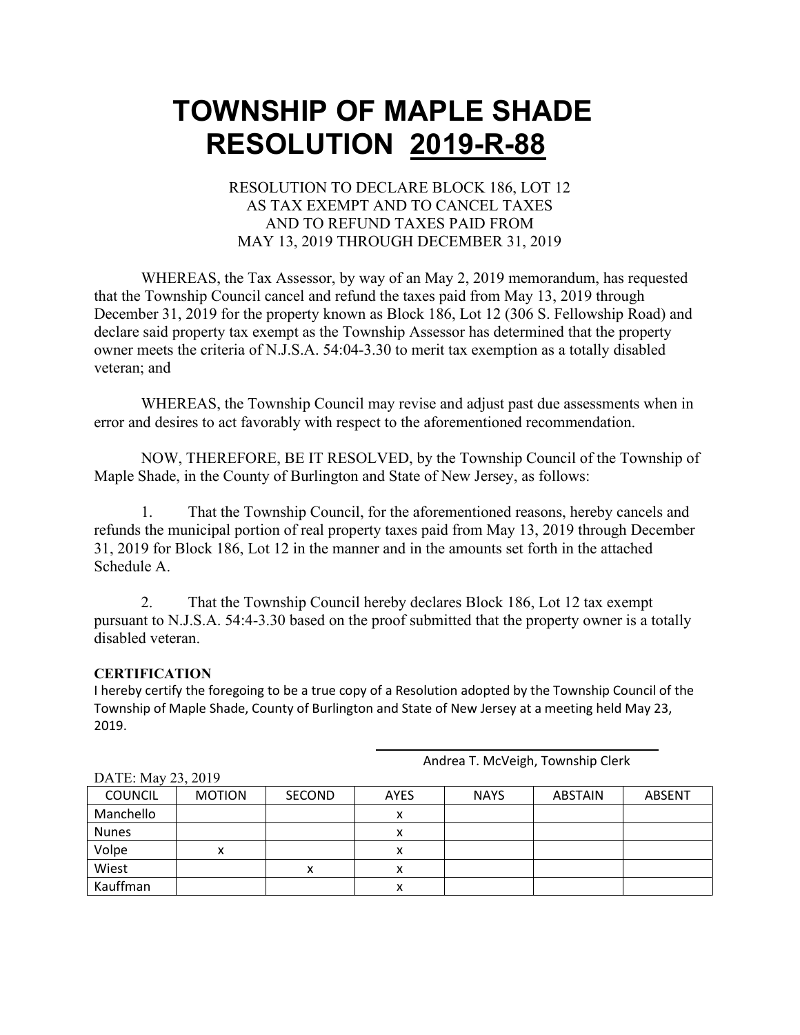# TOWNSHIP OF MAPLE SHADE
# RESOLUTION 2019-R-88

RESOLUTION TO DECLARE BLOCK 186, LOT 12
AS TAX EXEMPT AND TO CANCEL TAXES
AND TO REFUND TAXES PAID FROM
MAY 13, 2019 THROUGH DECEMBER 31, 2019

WHEREAS, the Tax Assessor, by way of an May 2, 2019 memorandum, has requested that the Township Council cancel and refund the taxes paid from May 13, 2019 through December 31, 2019 for the property known as Block 186, Lot 12 (306 S. Fellowship Road) and declare said property tax exempt as the Township Assessor has determined that the property owner meets the criteria of N.J.S.A. 54:04-3.30 to merit tax exemption as a totally disabled veteran; and

WHEREAS, the Township Council may revise and adjust past due assessments when in error and desires to act favorably with respect to the aforementioned recommendation.

NOW, THEREFORE, BE IT RESOLVED, by the Township Council of the Township of Maple Shade, in the County of Burlington and State of New Jersey, as follows:

1. That the Township Council, for the aforementioned reasons, hereby cancels and refunds the municipal portion of real property taxes paid from May 13, 2019 through December 31, 2019 for Block 186, Lot 12 in the manner and in the amounts set forth in the attached Schedule A.

2. That the Township Council hereby declares Block 186, Lot 12 tax exempt pursuant to N.J.S.A. 54:4-3.30 based on the proof submitted that the property owner is a totally disabled veteran.

**CERTIFICATION**

I hereby certify the foregoing to be a true copy of a Resolution adopted by the Township Council of the Township of Maple Shade, County of Burlington and State of New Jersey at a meeting held May 23, 2019.

Andrea T. McVeigh, Township Clerk

DATE: May 23, 2019

| COUNCIL | MOTION | SECOND | AYES | NAYS | ABSTAIN | ABSENT |
|---|---|---|---|---|---|---|
| Manchello | | | x | | | |
| Nunes | | | x | | | |
| Volpe | x | | x | | | |
| Wiest | | x | x | | | |
| Kauffman | | | x | | | |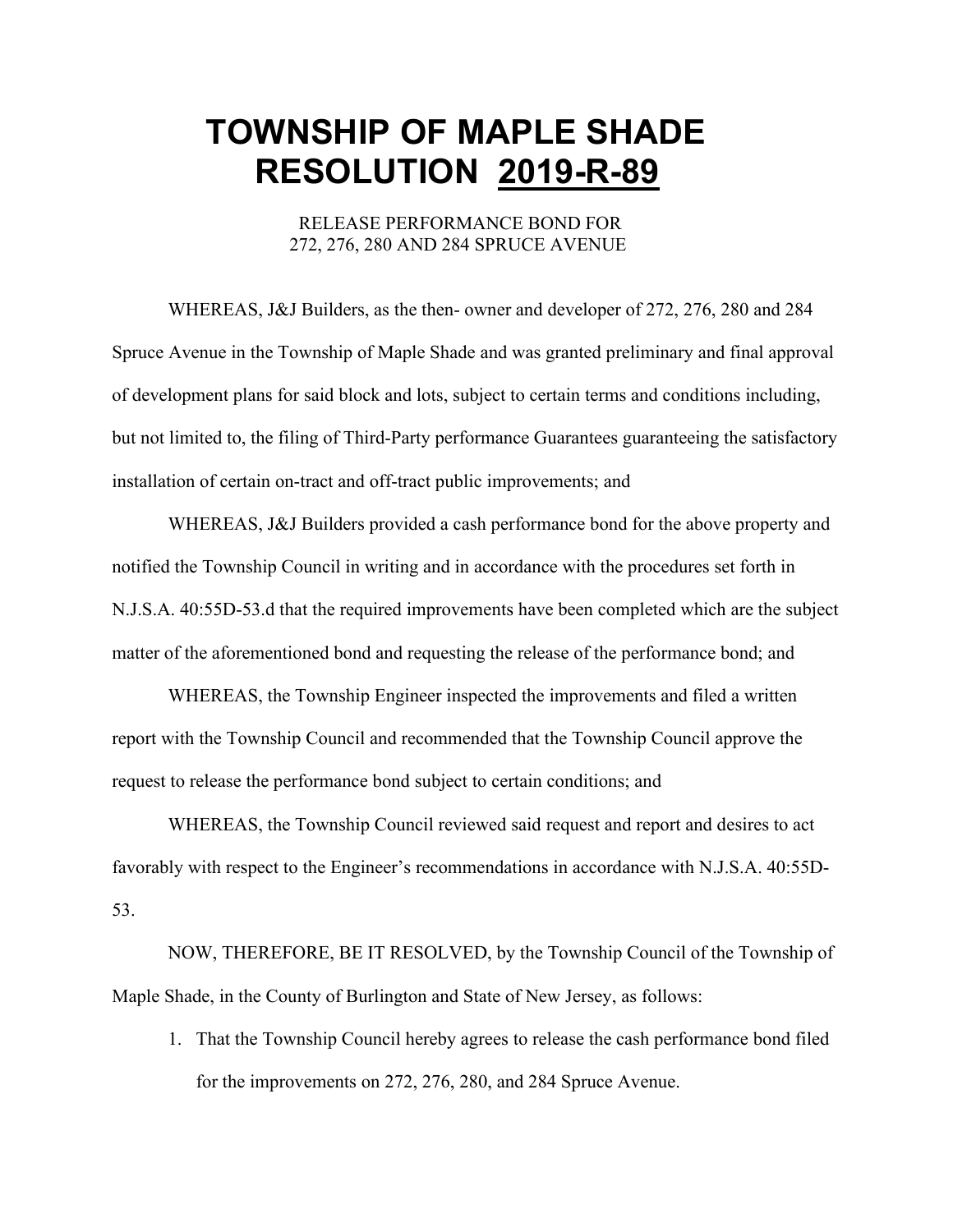# TOWNSHIP OF MAPLE SHADE
# RESOLUTION <u>2019-R-89</u>

RELEASE PERFORMANCE BOND FOR
272, 276, 280 AND 284 SPRUCE AVENUE

WHEREAS, J&J Builders, as the then- owner and developer of 272, 276, 280 and 284 Spruce Avenue in the Township of Maple Shade and was granted preliminary and final approval of development plans for said block and lots, subject to certain terms and conditions including, but not limited to, the filing of Third-Party performance Guarantees guaranteeing the satisfactory installation of certain on-tract and off-tract public improvements; and

WHEREAS, J&J Builders provided a cash performance bond for the above property and notified the Township Council in writing and in accordance with the procedures set forth in N.J.S.A. 40:55D-53.d that the required improvements have been completed which are the subject matter of the aforementioned bond and requesting the release of the performance bond; and

WHEREAS, the Township Engineer inspected the improvements and filed a written report with the Township Council and recommended that the Township Council approve the request to release the performance bond subject to certain conditions; and

WHEREAS, the Township Council reviewed said request and report and desires to act favorably with respect to the Engineer's recommendations in accordance with N.J.S.A. 40:55D-53.

NOW, THEREFORE, BE IT RESOLVED, by the Township Council of the Township of Maple Shade, in the County of Burlington and State of New Jersey, as follows:

1. That the Township Council hereby agrees to release the cash performance bond filed for the improvements on 272, 276, 280, and 284 Spruce Avenue.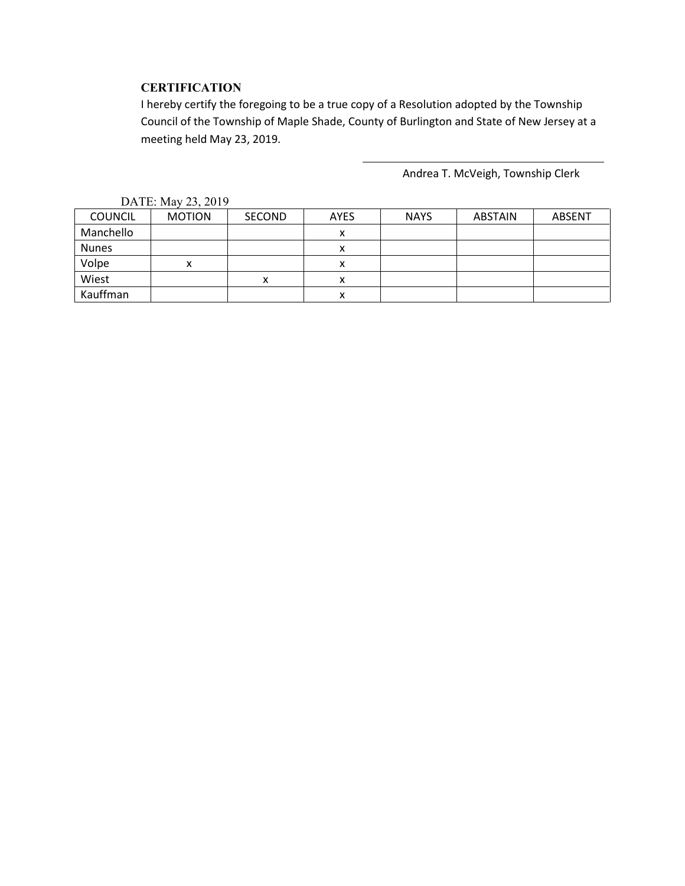**CERTIFICATION**

I hereby certify the foregoing to be a true copy of a Resolution adopted by the Township Council of the Township of Maple Shade, County of Burlington and State of New Jersey at a meeting held May 23, 2019.

Andrea T. McVeigh, Township Clerk

DATE: May 23, 2019

| COUNCIL | MOTION | SECOND | AYES | NAYS | ABSTAIN | ABSENT |
|---|---|---|---|---|---|---|
| Manchello | | | x | | | |
| Nunes | | | x | | | |
| Volpe | x | | x | | | |
| Wiest | | x | x | | | |
| Kauffman | | | x | | | |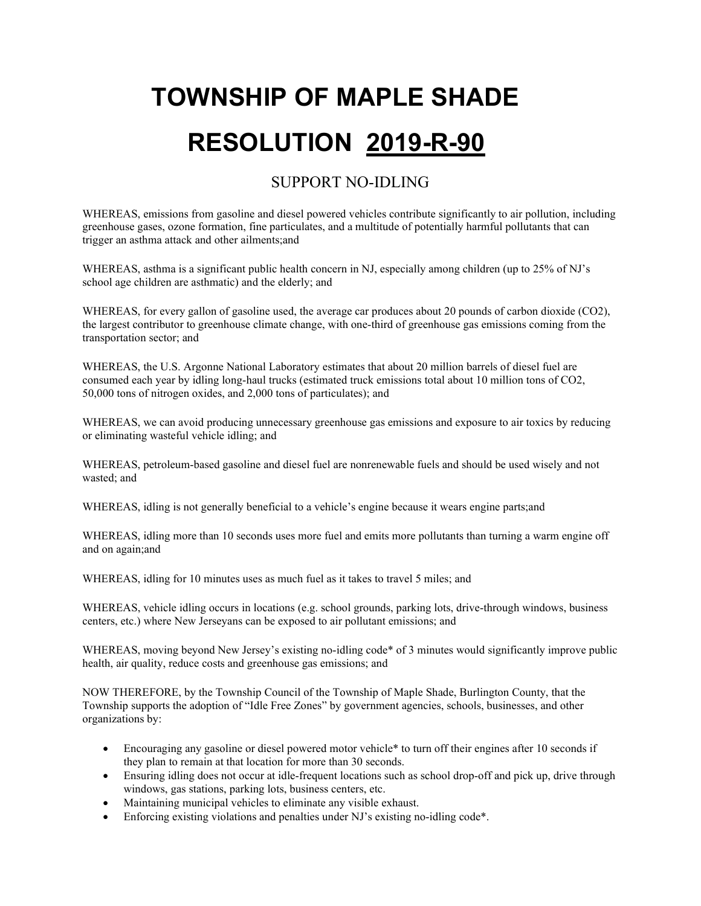# TOWNSHIP OF MAPLE SHADE

# RESOLUTION <u>2019-R-90</u>

## SUPPORT NO-IDLING

WHEREAS, emissions from gasoline and diesel powered vehicles contribute significantly to air pollution, including greenhouse gases, ozone formation, fine particulates, and a multitude of potentially harmful pollutants that can trigger an asthma attack and other ailments;and

WHEREAS, asthma is a significant public health concern in NJ, especially among children (up to 25% of NJ's school age children are asthmatic) and the elderly; and

WHEREAS, for every gallon of gasoline used, the average car produces about 20 pounds of carbon dioxide ($CO_2$), the largest contributor to greenhouse climate change, with one-third of greenhouse gas emissions coming from the transportation sector; and

WHEREAS, the U.S. Argonne National Laboratory estimates that about 20 million barrels of diesel fuel are consumed each year by idling long-haul trucks (estimated truck emissions total about 10 million tons of $CO_2$, 50,000 tons of nitrogen oxides, and 2,000 tons of particulates); and

WHEREAS, we can avoid producing unnecessary greenhouse gas emissions and exposure to air toxics by reducing or eliminating wasteful vehicle idling; and

WHEREAS, petroleum-based gasoline and diesel fuel are nonrenewable fuels and should be used wisely and not wasted; and

WHEREAS, idling is not generally beneficial to a vehicle's engine because it wears engine parts;and

WHEREAS, idling more than 10 seconds uses more fuel and emits more pollutants than turning a warm engine off and on again;and

WHEREAS, idling for 10 minutes uses as much fuel as it takes to travel 5 miles; and

WHEREAS, vehicle idling occurs in locations (e.g. school grounds, parking lots, drive-through windows, business centers, etc.) where New Jerseyans can be exposed to air pollutant emissions; and

WHEREAS, moving beyond New Jersey's existing no-idling code* of 3 minutes would significantly improve public health, air quality, reduce costs and greenhouse gas emissions; and

NOW THEREFORE, by the Township Council of the Township of Maple Shade, Burlington County, that the Township supports the adoption of "Idle Free Zones" by government agencies, schools, businesses, and other organizations by:

- Encouraging any gasoline or diesel powered motor vehicle* to turn off their engines after 10 seconds if they plan to remain at that location for more than 30 seconds.
- Ensuring idling does not occur at idle-frequent locations such as school drop-off and pick up, drive through windows, gas stations, parking lots, business centers, etc.
- Maintaining municipal vehicles to eliminate any visible exhaust.
- Enforcing existing violations and penalties under NJ's existing no-idling code*.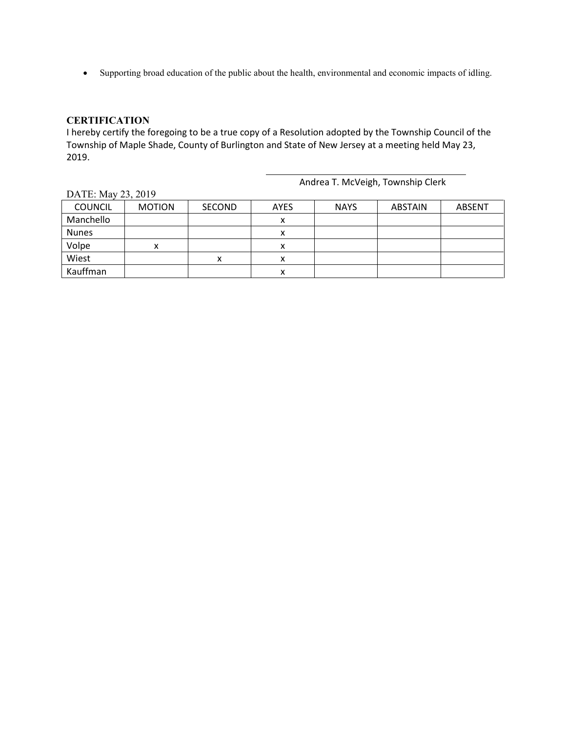- Supporting broad education of the public about the health, environmental and economic impacts of idling.

**CERTIFICATION**

I hereby certify the foregoing to be a true copy of a Resolution adopted by the Township Council of the Township of Maple Shade, County of Burlington and State of New Jersey at a meeting held May 23, 2019.

\_\_\_\_\_\_\_\_\_\_\_\_\_\_\_\_\_\_\_\_\_\_\_\_\_\_\_\_\_\_\_\_\_\_\_\_\_\_\_\_

Andrea T. McVeigh, Township Clerk

DATE: May 23, 2019

| COUNCIL | MOTION | SECOND | AYES | NAYS | ABSTAIN | ABSENT |
|---|---|---|---|---|---|---|
| Manchello | | | x | | | |
| Nunes | | | x | | | |
| Volpe | x | | x | | | |
| Wiest | | x | x | | | |
| Kauffman | | | x | | | |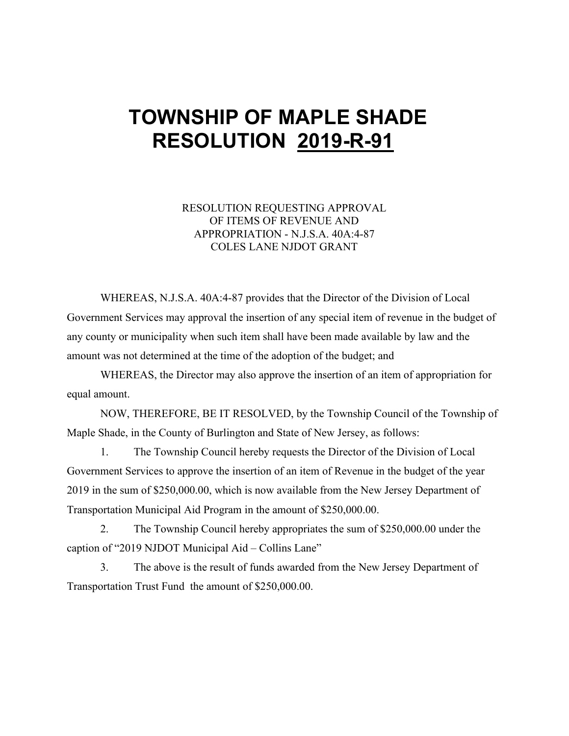# TOWNSHIP OF MAPLE SHADE
# RESOLUTION <u>2019-R-91</u>

RESOLUTION REQUESTING APPROVAL
OF ITEMS OF REVENUE AND
APPROPRIATION - N.J.S.A. 40A:4-87
COLES LANE NJDOT GRANT

WHEREAS, N.J.S.A. 40A:4-87 provides that the Director of the Division of Local Government Services may approval the insertion of any special item of revenue in the budget of any county or municipality when such item shall have been made available by law and the amount was not determined at the time of the adoption of the budget; and

WHEREAS, the Director may also approve the insertion of an item of appropriation for equal amount.

NOW, THEREFORE, BE IT RESOLVED, by the Township Council of the Township of Maple Shade, in the County of Burlington and State of New Jersey, as follows:

1. The Township Council hereby requests the Director of the Division of Local Government Services to approve the insertion of an item of Revenue in the budget of the year 2019 in the sum of $250,000.00, which is now available from the New Jersey Department of Transportation Municipal Aid Program in the amount of $250,000.00.

2. The Township Council hereby appropriates the sum of $250,000.00 under the caption of "2019 NJDOT Municipal Aid – Collins Lane"

3. The above is the result of funds awarded from the New Jersey Department of Transportation Trust Fund the amount of $250,000.00.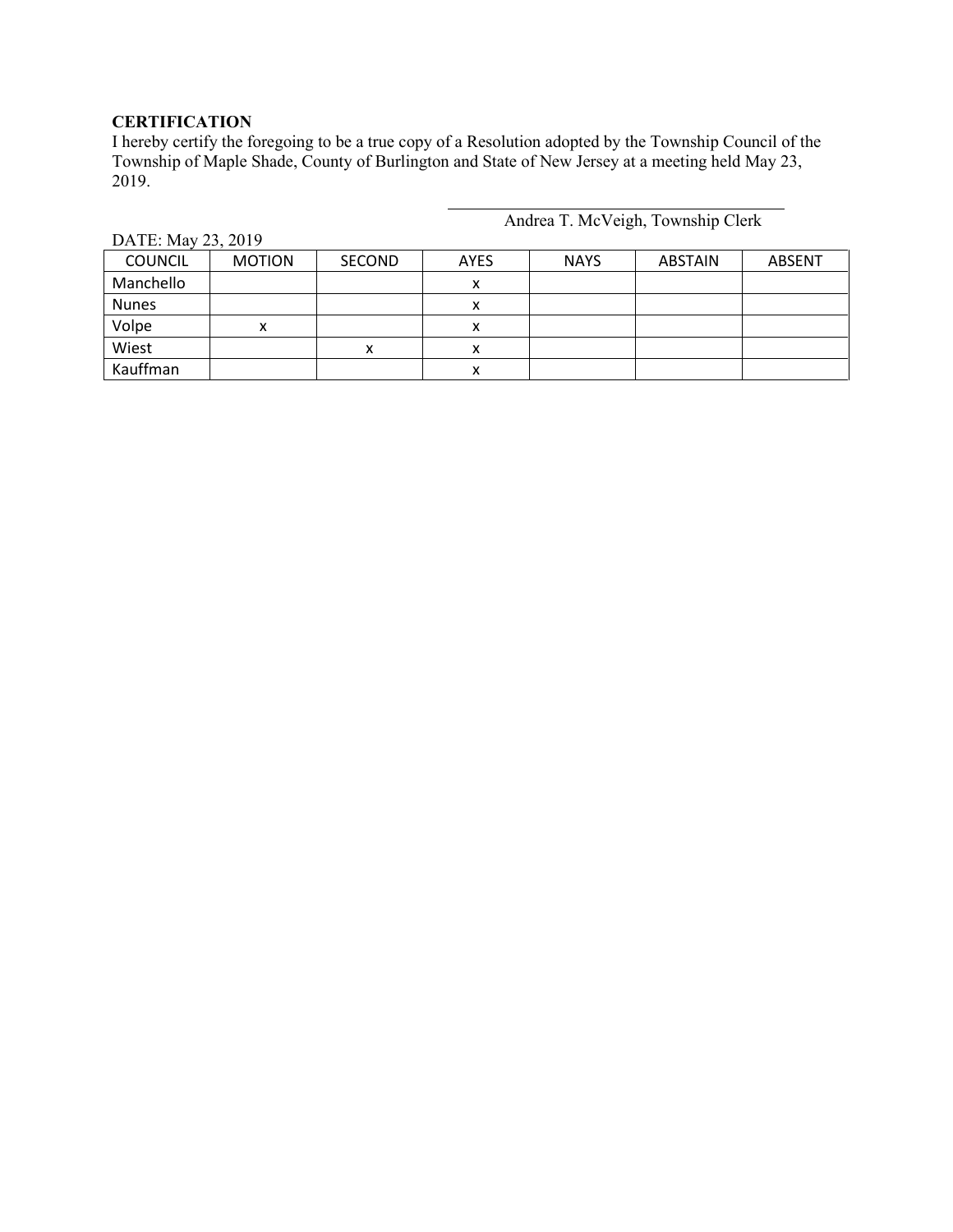**CERTIFICATION**

I hereby certify the foregoing to be a true copy of a Resolution adopted by the Township Council of the Township of Maple Shade, County of Burlington and State of New Jersey at a meeting held May 23, 2019.

\_\_\_\_\_\_\_\_\_\_\_\_\_\_\_\_\_\_\_\_\_\_\_\_\_\_\_\_\_\_\_\_\_\_\_\_\_\_\_\_\_\_

Andrea T. McVeigh, Township Clerk

DATE: May 23, 2019

| COUNCIL | MOTION | SECOND | AYES | NAYS | ABSTAIN | ABSENT |
|---|---|---|---|---|---|---|
| Manchello | | | x | | | |
| Nunes | | | x | | | |
| Volpe | x | | x | | | |
| Wiest | | x | x | | | |
| Kauffman | | | x | | | |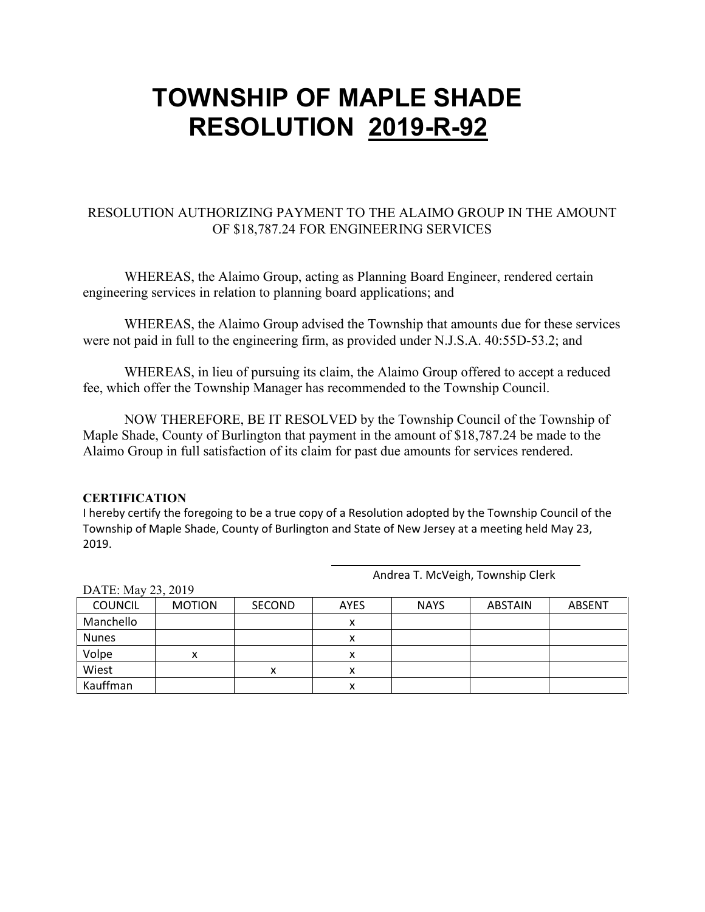# TOWNSHIP OF MAPLE SHADE
# RESOLUTION 2019-R-92

RESOLUTION AUTHORIZING PAYMENT TO THE ALAIMO GROUP IN THE AMOUNT OF $18,787.24 FOR ENGINEERING SERVICES

WHEREAS, the Alaimo Group, acting as Planning Board Engineer, rendered certain engineering services in relation to planning board applications; and

WHEREAS, the Alaimo Group advised the Township that amounts due for these services were not paid in full to the engineering firm, as provided under N.J.S.A. 40:55D-53.2; and

WHEREAS, in lieu of pursuing its claim, the Alaimo Group offered to accept a reduced fee, which offer the Township Manager has recommended to the Township Council.

NOW THEREFORE, BE IT RESOLVED by the Township Council of the Township of Maple Shade, County of Burlington that payment in the amount of $18,787.24 be made to the Alaimo Group in full satisfaction of its claim for past due amounts for services rendered.

**CERTIFICATION**

I hereby certify the foregoing to be a true copy of a Resolution adopted by the Township Council of the Township of Maple Shade, County of Burlington and State of New Jersey at a meeting held May 23, 2019.

Andrea T. McVeigh, Township Clerk

DATE: May 23, 2019

| COUNCIL | MOTION | SECOND | AYES | NAYS | ABSTAIN | ABSENT |
|---|---|---|---|---|---|---|
| Manchello | | | x | | | |
| Nunes | | | x | | | |
| Volpe | x | | x | | | |
| Wiest | | x | x | | | |
| Kauffman | | | x | | | |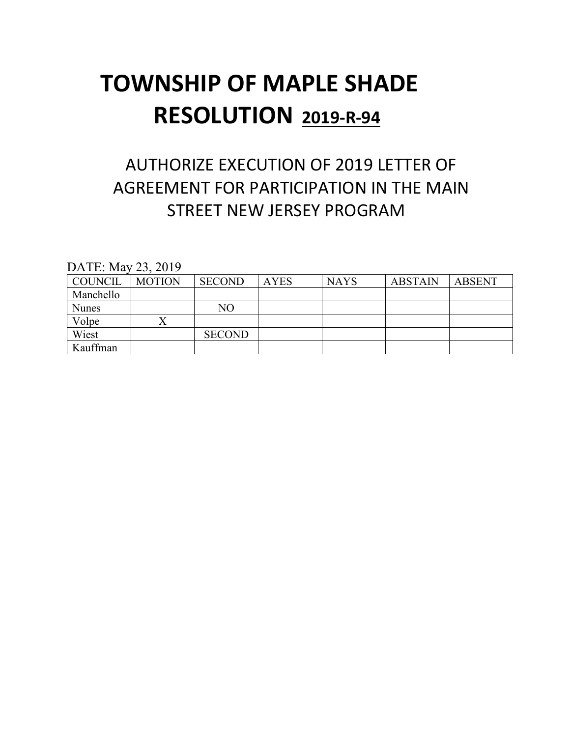# TOWNSHIP OF MAPLE SHADE
# RESOLUTION 2019-R-94

## AUTHORIZE EXECUTION OF 2019 LETTER OF AGREEMENT FOR PARTICIPATION IN THE MAIN STREET NEW JERSEY PROGRAM

DATE: May 23, 2019

| COUNCIL | MOTION | SECOND | AYES | NAYS | ABSTAIN | ABSENT |
|---|---|---|---|---|---|---|
| Manchello | | | | | | |
| Nunes | | NO | | | | |
| Volpe | X | | | | | |
| Wiest | | SECOND | | | | |
| Kauffman | | | | | | |